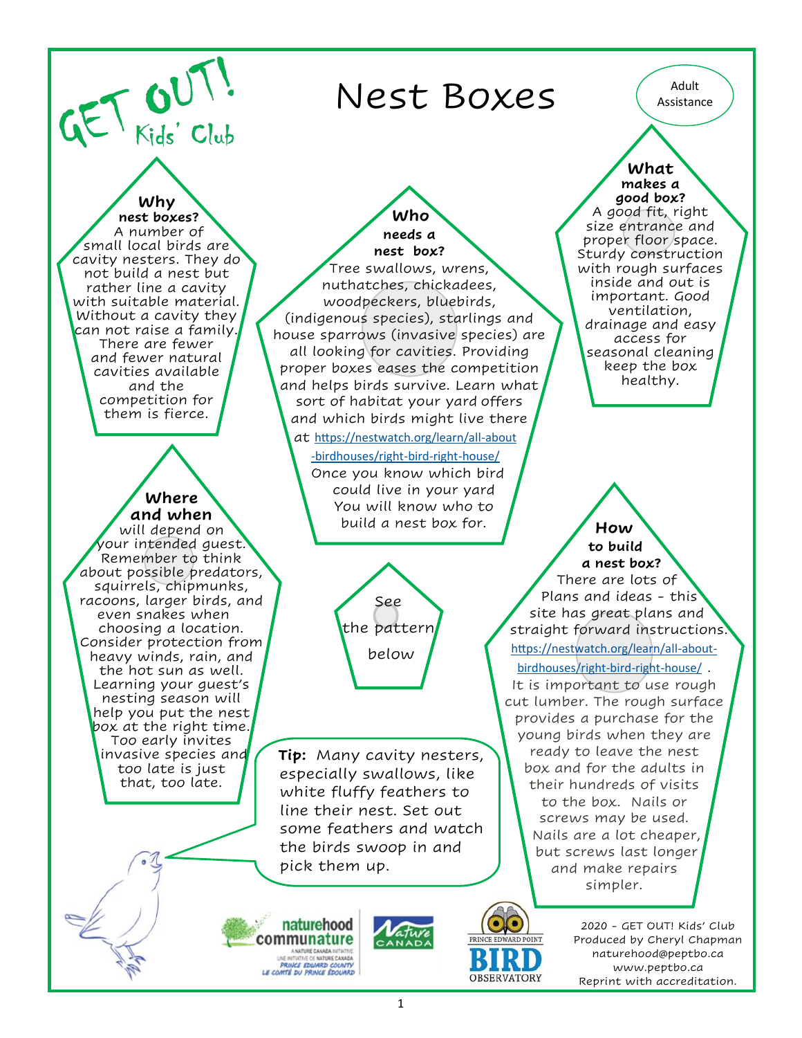GET OUT! Kids' Club

# Nest Boxes

Adult Assistance

## Why nest boxes?

A number of small local birds are cavity nesters. They do not build a nest but rather line a cavity with suitable material. Without a cavity they can not raise a family. There are fewer and fewer natural cavities available and the competition for them is fierce.

## Who needs a nest box?

Tree swallows, wrens, nuthatches, chickadees, woodpeckers, bluebirds, (indigenous species), starlings and house sparrows (invasive species) are all looking for cavities. Providing proper boxes eases the competition and helps birds survive. Learn what sort of habitat your yard offers and which birds might live there at https://nestwatch.org/learn/all-about-birdhouses/right-bird-right-house/ Once you know which bird could live in your yard You will know who to build a nest box for.

## What makes a good box?

A good fit, right size entrance and proper floor space. Sturdy construction with rough surfaces inside and out is important. Good ventilation, drainage and easy access for seasonal cleaning keep the box healthy.

## Where and when

will depend on your intended guest. Remember to think about possible predators, squirrels, chipmunks, racoons, larger birds, and even snakes when choosing a location. Consider protection from heavy winds, rain, and the hot sun as well. Learning your guest's nesting season will help you put the nest box at the right time. Too early invites invasive species and too late is just that, too late.

See the pattern below

## How to build a nest box?

There are lots of Plans and ideas - this site has great plans and straight forward instructions. https://nestwatch.org/learn/all-about-birdhouses/right-bird-right-house/ . It is important to use rough cut lumber. The rough surface provides a purchase for the young birds when they are ready to leave the nest box and for the adults in their hundreds of visits to the box. Nails or screws may be used. Nails are a lot cheaper, but screws last longer and make repairs simpler.

**Tip:** Many cavity nesters, especially swallows, like white fluffy feathers to line their nest. Set out some feathers and watch the birds swoop in and pick them up.

naturehood communature — A NATURE CANADA INITIATIVE / UNE INITIATIVE DE NATURE CANADA — PRINCE EDWARD COUNTY / LE COMTÉ DU PRINCE ÉDOUARD

Nature Canada

Prince Edward Point Bird Observatory

2020 - GET OUT! Kids' Club
Produced by Cheryl Chapman
naturehood@peptbo.ca
www.peptbo.ca
Reprint with accreditation.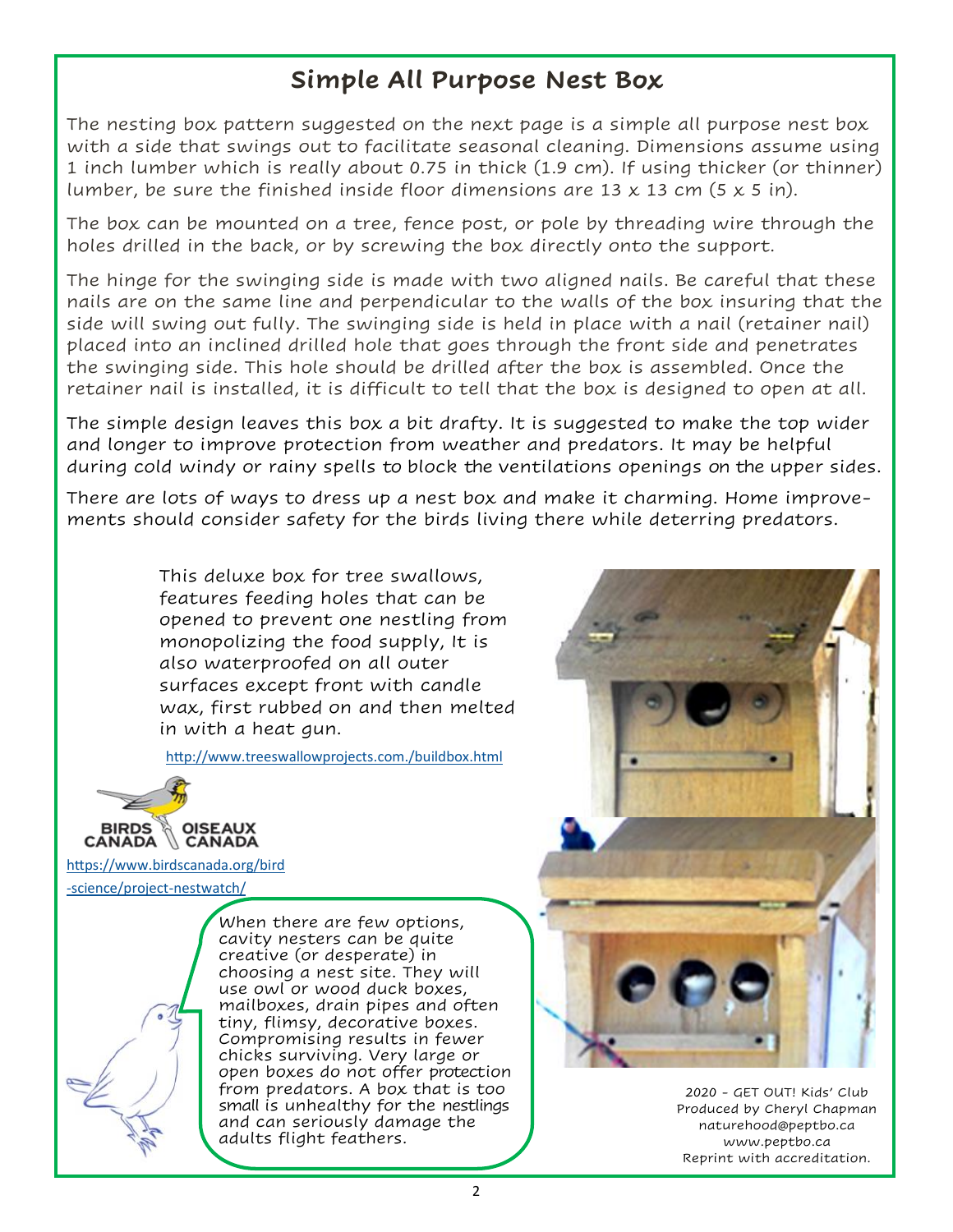# Simple All Purpose Nest Box

The nesting box pattern suggested on the next page is a simple all purpose nest box with a side that swings out to facilitate seasonal cleaning. Dimensions assume using 1 inch lumber which is really about 0.75 in thick (1.9 cm). If using thicker (or thinner) lumber, be sure the finished inside floor dimensions are 13 x 13 cm (5 x 5 in).

The box can be mounted on a tree, fence post, or pole by threading wire through the holes drilled in the back, or by screwing the box directly onto the support.

The hinge for the swinging side is made with two aligned nails. Be careful that these nails are on the same line and perpendicular to the walls of the box insuring that the side will swing out fully. The swinging side is held in place with a nail (retainer nail) placed into an inclined drilled hole that goes through the front side and penetrates the swinging side. This hole should be drilled after the box is assembled. Once the retainer nail is installed, it is difficult to tell that the box is designed to open at all.

The simple design leaves this box a bit drafty. It is suggested to make the top wider and longer to improve protection from weather and predators. It may be helpful during cold windy or rainy spells to block the ventilations openings on the upper sides.

There are lots of ways to dress up a nest box and make it charming. Home improvements should consider safety for the birds living there while deterring predators.

This deluxe box for tree swallows, features feeding holes that can be opened to prevent one nestling from monopolizing the food supply, It is also waterproofed on all outer surfaces except front with candle wax, first rubbed on and then melted in with a heat gun.

http://www.treeswallowprojects.com./buildbox.html

BIRDS CANADA OISEAUX CANADA

https://www.birdscanada.org/bird-science/project-nestwatch/

When there are few options, cavity nesters can be quite creative (or desperate) in choosing a nest site. They will use owl or wood duck boxes, mailboxes, drain pipes and often tiny, flimsy, decorative boxes. Compromising results in fewer chicks surviving. Very large or open boxes do not offer protection from predators. A box that is too small is unhealthy for the nestlings and can seriously damage the adults flight feathers.

2020 - GET OUT! Kids' Club
Produced by Cheryl Chapman
naturehood@peptbo.ca
www.peptbo.ca
Reprint with accreditation.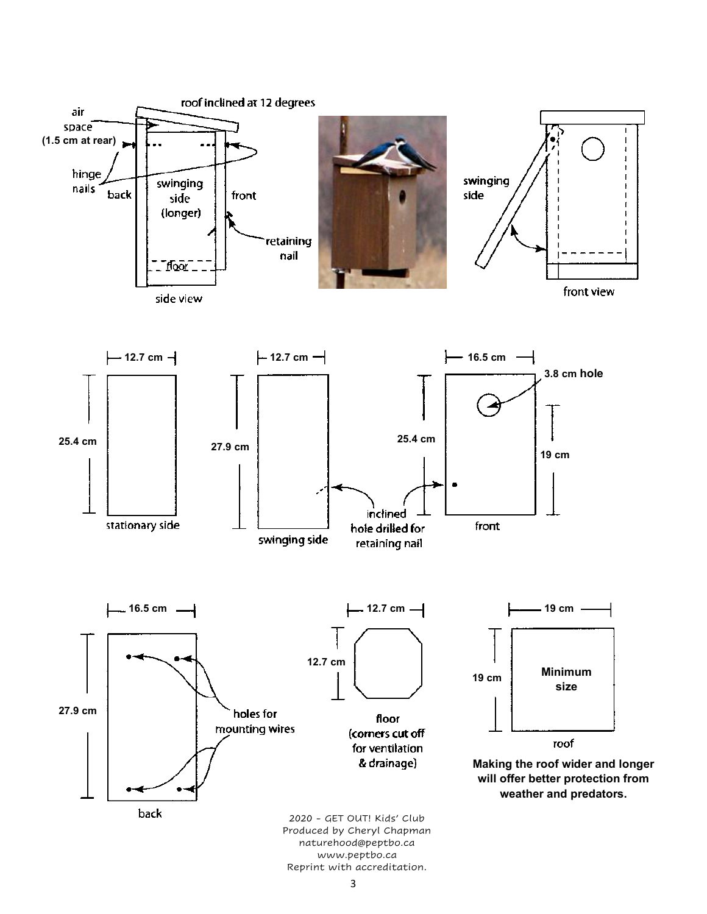roof inclined at 12 degrees

air space (1.5 cm at rear)

hinge nails

back

swinging side (longer)

front

retaining nail

floor

side view

swinging side

front view

12.7 cm

25.4 cm

stationary side

12.7 cm

27.9 cm

swinging side

inclined hole drilled for retaining nail

16.5 cm

3.8 cm hole

25.4 cm

19 cm

front

16.5 cm

27.9 cm

holes for mounting wires

back

12.7 cm

12.7 cm

floor (corners cut off for ventilation & drainage)

19 cm

19 cm

Minimum size

roof

**Making the roof wider and longer will offer better protection from weather and predators.**

2020 - GET OUT! Kids' Club
Produced by Cheryl Chapman
naturehood@peptbo.ca
www.peptbo.ca
Reprint with accreditation.